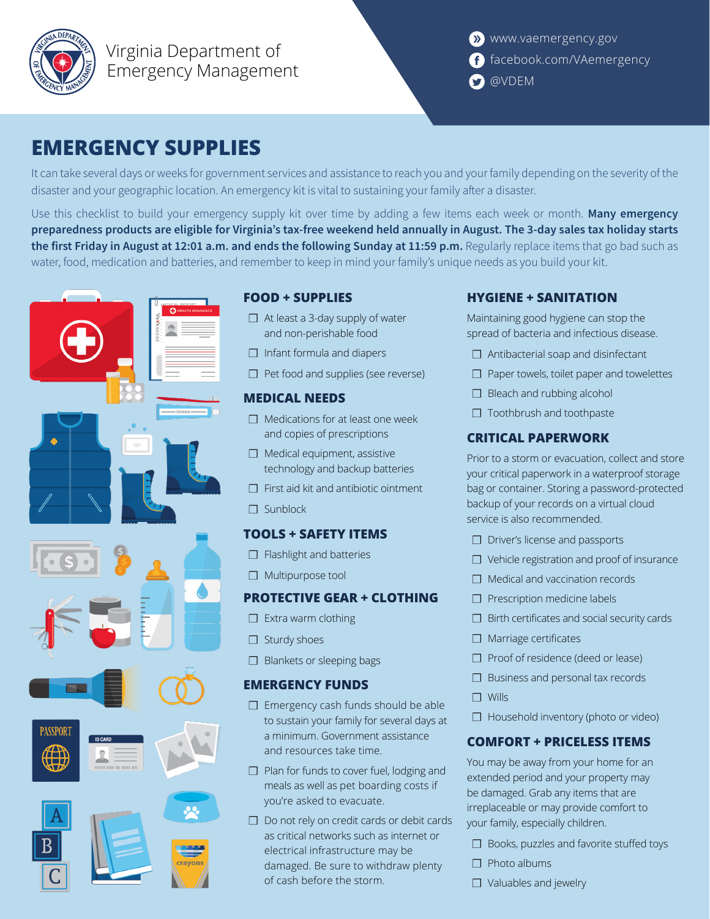Virginia Department of Emergency Management

www.vaemergency.gov
facebook.com/VAemergency
@VDEM

# EMERGENCY SUPPLIES

It can take several days or weeks for government services and assistance to reach you and your family depending on the severity of the disaster and your geographic location. An emergency kit is vital to sustaining your family after a disaster.

Use this checklist to build your emergency supply kit over time by adding a few items each week or month. **Many emergency preparedness products are eligible for Virginia's tax-free weekend held annually in August. The 3-day sales tax holiday starts the first Friday in August at 12:01 a.m. and ends the following Sunday at 11:59 p.m.** Regularly replace items that go bad such as water, food, medication and batteries, and remember to keep in mind your family's unique needs as you build your kit.

## FOOD + SUPPLIES

- ☐ At least a 3-day supply of water and non-perishable food
- ☐ Infant formula and diapers
- ☐ Pet food and supplies (see reverse)

## MEDICAL NEEDS

- ☐ Medications for at least one week and copies of prescriptions
- ☐ Medical equipment, assistive technology and backup batteries
- ☐ First aid kit and antibiotic ointment
- ☐ Sunblock

## TOOLS + SAFETY ITEMS

- ☐ Flashlight and batteries
- ☐ Multipurpose tool

## PROTECTIVE GEAR + CLOTHING

- ☐ Extra warm clothing
- ☐ Sturdy shoes
- ☐ Blankets or sleeping bags

## EMERGENCY FUNDS

- ☐ Emergency cash funds should be able to sustain your family for several days at a minimum. Government assistance and resources take time.
- ☐ Plan for funds to cover fuel, lodging and meals as well as pet boarding costs if you're asked to evacuate.
- ☐ Do not rely on credit cards or debit cards as critical networks such as internet or electrical infrastructure may be damaged. Be sure to withdraw plenty of cash before the storm.

## HYGIENE + SANITATION

Maintaining good hygiene can stop the spread of bacteria and infectious disease.

- ☐ Antibacterial soap and disinfectant
- ☐ Paper towels, toilet paper and towelettes
- ☐ Bleach and rubbing alcohol
- ☐ Toothbrush and toothpaste

## CRITICAL PAPERWORK

Prior to a storm or evacuation, collect and store your critical paperwork in a waterproof storage bag or container. Storing a password-protected backup of your records on a virtual cloud service is also recommended.

- ☐ Driver's license and passports
- ☐ Vehicle registration and proof of insurance
- ☐ Medical and vaccination records
- ☐ Prescription medicine labels
- ☐ Birth certificates and social security cards
- ☐ Marriage certificates
- ☐ Proof of residence (deed or lease)
- ☐ Business and personal tax records
- ☐ Wills
- ☐ Household inventory (photo or video)

## COMFORT + PRICELESS ITEMS

You may be away from your home for an extended period and your property may be damaged. Grab any items that are irreplaceable or may provide comfort to your family, especially children.

- ☐ Books, puzzles and favorite stuffed toys
- ☐ Photo albums
- ☐ Valuables and jewelry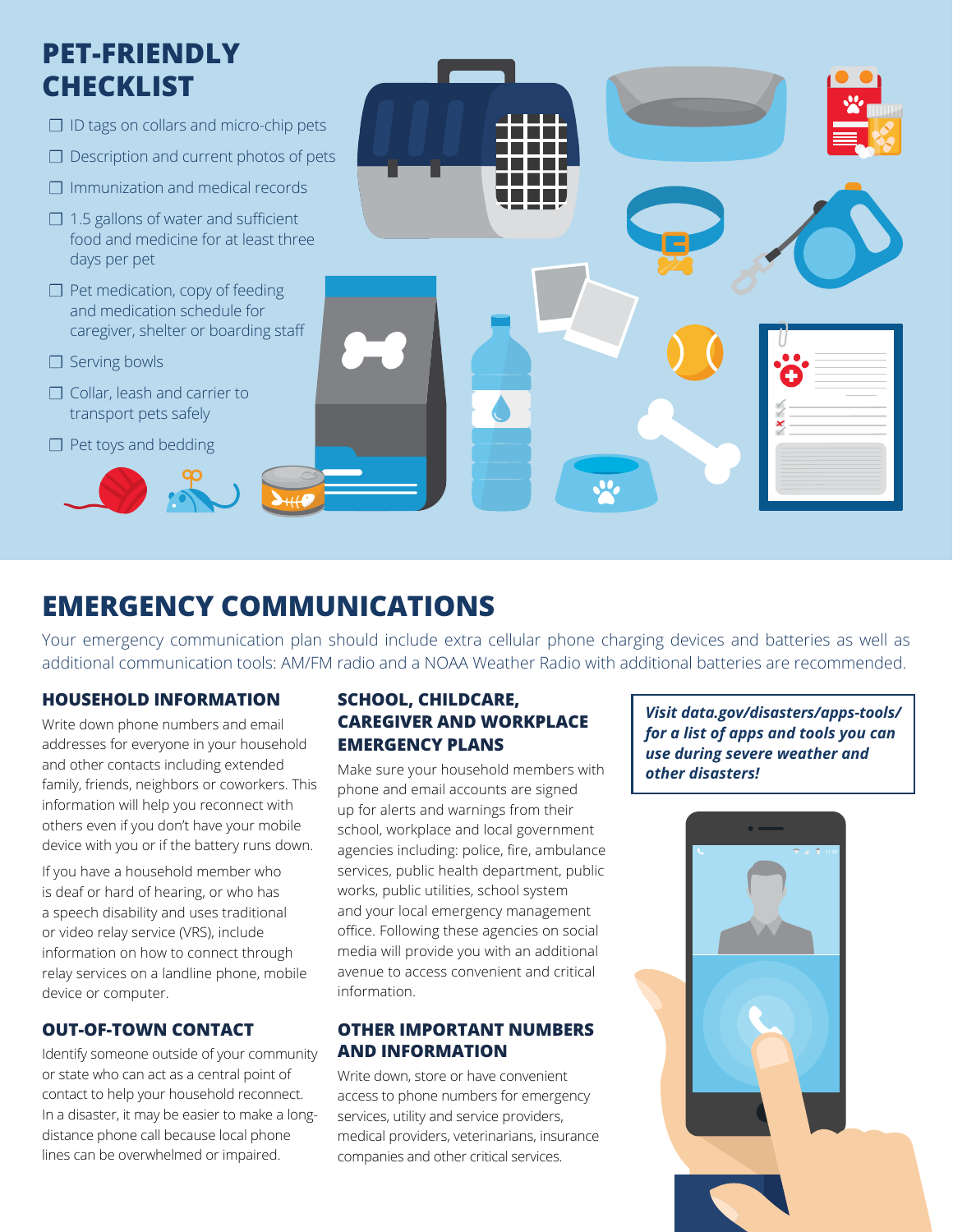## PET-FRIENDLY CHECKLIST

- ☐ ID tags on collars and micro-chip pets
- ☐ Description and current photos of pets
- ☐ Immunization and medical records
- ☐ 1.5 gallons of water and sufficient food and medicine for at least three days per pet
- ☐ Pet medication, copy of feeding and medication schedule for caregiver, shelter or boarding staff
- ☐ Serving bowls
- ☐ Collar, leash and carrier to transport pets safely
- ☐ Pet toys and bedding

## EMERGENCY COMMUNICATIONS

Your emergency communication plan should include extra cellular phone charging devices and batteries as well as additional communication tools: AM/FM radio and a NOAA Weather Radio with additional batteries are recommended.

### HOUSEHOLD INFORMATION

Write down phone numbers and email addresses for everyone in your household and other contacts including extended family, friends, neighbors or coworkers. This information will help you reconnect with others even if you don't have your mobile device with you or if the battery runs down.

If you have a household member who is deaf or hard of hearing, or who has a speech disability and uses traditional or video relay service (VRS), include information on how to connect through relay services on a landline phone, mobile device or computer.

### OUT-OF-TOWN CONTACT

Identify someone outside of your community or state who can act as a central point of contact to help your household reconnect. In a disaster, it may be easier to make a long-distance phone call because local phone lines can be overwhelmed or impaired.

### SCHOOL, CHILDCARE, CAREGIVER AND WORKPLACE EMERGENCY PLANS

Make sure your household members with phone and email accounts are signed up for alerts and warnings from their school, workplace and local government agencies including: police, fire, ambulance services, public health department, public works, public utilities, school system and your local emergency management office. Following these agencies on social media will provide you with an additional avenue to access convenient and critical information.

### OTHER IMPORTANT NUMBERS AND INFORMATION

Write down, store or have convenient access to phone numbers for emergency services, utility and service providers, medical providers, veterinarians, insurance companies and other critical services.

***Visit data.gov/disasters/apps-tools/ for a list of apps and tools you can use during severe weather and other disasters!***